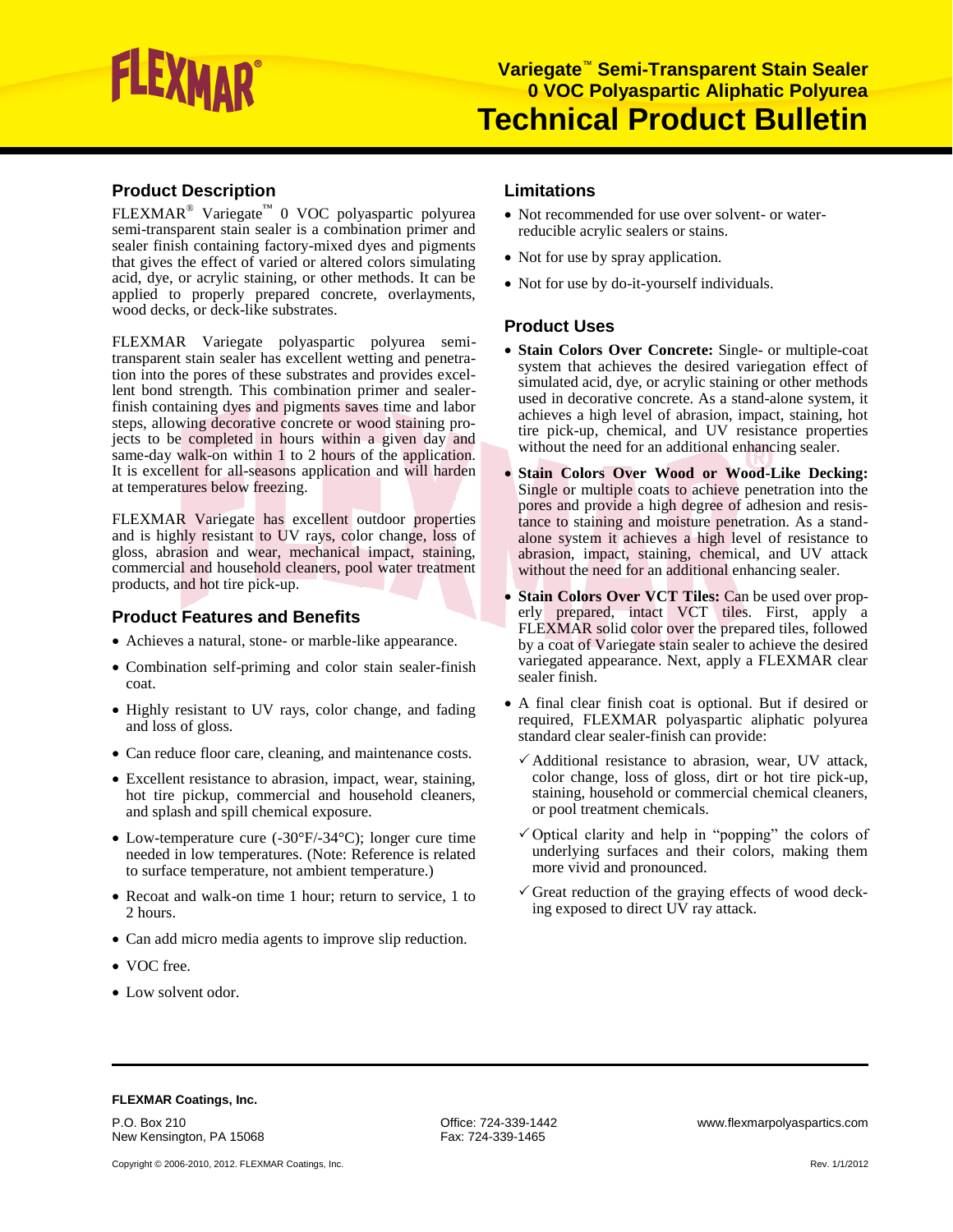# Variegate™ Semi-Transparent Stain Sealer
## 0 VOC Polyaspartic Aliphatic Polyurea
# Technical Product Bulletin

## Product Description

FLEXMAR® Variegate™ 0 VOC polyaspartic polyurea semi-transparent stain sealer is a combination primer and sealer finish containing factory-mixed dyes and pigments that gives the effect of varied or altered colors simulating acid, dye, or acrylic staining, or other methods. It can be applied to properly prepared concrete, overlayments, wood decks, or deck-like substrates.

FLEXMAR Variegate polyaspartic polyurea semi-transparent stain sealer has excellent wetting and penetration into the pores of these substrates and provides excellent bond strength. This combination primer and sealer-finish containing dyes and pigments saves time and labor steps, allowing decorative concrete or wood staining projects to be completed in hours within a given day and same-day walk-on within 1 to 2 hours of the application. It is excellent for all-seasons application and will harden at temperatures below freezing.

FLEXMAR Variegate has excellent outdoor properties and is highly resistant to UV rays, color change, loss of gloss, abrasion and wear, mechanical impact, staining, commercial and household cleaners, pool water treatment products, and hot tire pick-up.

## Product Features and Benefits

- Achieves a natural, stone- or marble-like appearance.
- Combination self-priming and color stain sealer-finish coat.
- Highly resistant to UV rays, color change, and fading and loss of gloss.
- Can reduce floor care, cleaning, and maintenance costs.
- Excellent resistance to abrasion, impact, wear, staining, hot tire pickup, commercial and household cleaners, and splash and spill chemical exposure.
- Low-temperature cure (-30°F/-34°C); longer cure time needed in low temperatures. (Note: Reference is related to surface temperature, not ambient temperature.)
- Recoat and walk-on time 1 hour; return to service, 1 to 2 hours.
- Can add micro media agents to improve slip reduction.
- VOC free.
- Low solvent odor.

## Limitations

- Not recommended for use over solvent- or water-reducible acrylic sealers or stains.
- Not for use by spray application.
- Not for use by do-it-yourself individuals.

## Product Uses

- **Stain Colors Over Concrete:** Single- or multiple-coat system that achieves the desired variegation effect of simulated acid, dye, or acrylic staining or other methods used in decorative concrete. As a stand-alone system, it achieves a high level of abrasion, impact, staining, hot tire pick-up, chemical, and UV resistance properties without the need for an additional enhancing sealer.
- **Stain Colors Over Wood or Wood-Like Decking:** Single or multiple coats to achieve penetration into the pores and provide a high degree of adhesion and resistance to staining and moisture penetration. As a stand-alone system it achieves a high level of resistance to abrasion, impact, staining, chemical, and UV attack without the need for an additional enhancing sealer.
- **Stain Colors Over VCT Tiles:** Can be used over properly prepared, intact VCT tiles. First, apply a FLEXMAR solid color over the prepared tiles, followed by a coat of Variegate stain sealer to achieve the desired variegated appearance. Next, apply a FLEXMAR clear sealer finish.
- A final clear finish coat is optional. But if desired or required, FLEXMAR polyaspartic aliphatic polyurea standard clear sealer-finish can provide:
  - ✓ Additional resistance to abrasion, wear, UV attack, color change, loss of gloss, dirt or hot tire pick-up, staining, household or commercial chemical cleaners, or pool treatment chemicals.
  - ✓ Optical clarity and help in "popping" the colors of underlying surfaces and their colors, making them more vivid and pronounced.
  - ✓ Great reduction of the graying effects of wood decking exposed to direct UV ray attack.

---

**FLEXMAR Coatings, Inc.**

P.O. Box 210
New Kensington, PA 15068

Office: 724-339-1442
Fax: 724-339-1465

www.flexmarpolyaspartics.com

Copyright © 2006-2010, 2012. FLEXMAR Coatings, Inc.

Rev. 1/1/2012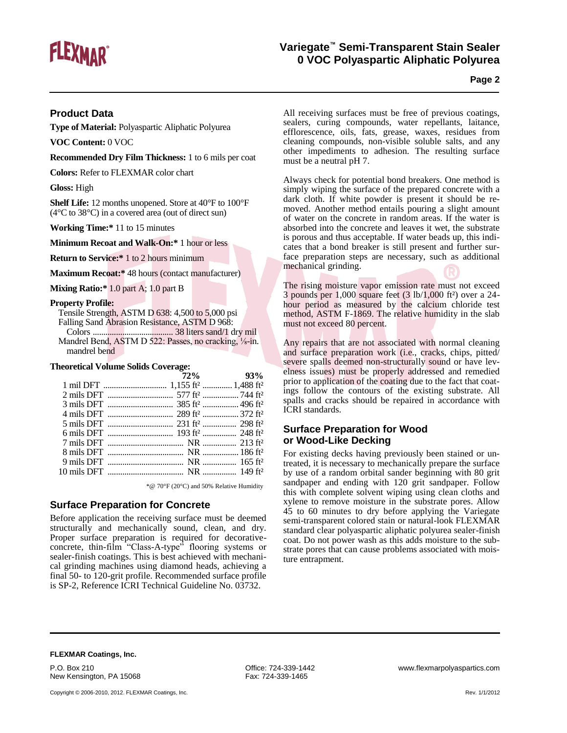## Product Data

**Type of Material:** Polyaspartic Aliphatic Polyurea

**VOC Content:** 0 VOC

**Recommended Dry Film Thickness:** 1 to 6 mils per coat

**Colors:** Refer to FLEXMAR color chart

**Gloss:** High

**Shelf Life:** 12 months unopened. Store at 40°F to 100°F (4°C to 38°C) in a covered area (out of direct sun)

**Working Time:*** 11 to 15 minutes

**Minimum Recoat and Walk-On:*** 1 hour or less

**Return to Service:*** 1 to 2 hours minimum

**Maximum Recoat:*** 48 hours (contact manufacturer)

**Mixing Ratio:*** 1.0 part A; 1.0 part B

**Property Profile:**

Tensile Strength, ASTM D 638: 4,500 to 5,000 psi
Falling Sand Abrasion Resistance, ASTM D 968:
Colors ..................................... 38 liters sand/1 dry mil
Mandrel Bend, ASTM D 522: Passes, no cracking, ⅛-in. mandrel bend

**Theoretical Volume Solids Coverage:**

| | 72% | 93% |
|---|---|---|
| 1 mil DFT | 1,155 ft² | 1,488 ft² |
| 2 mils DFT | 577 ft² | 744 ft² |
| 3 mils DFT | 385 ft² | 496 ft² |
| 4 mils DFT | 289 ft² | 372 ft² |
| 5 mils DFT | 231 ft² | 298 ft² |
| 6 mils DFT | 193 ft² | 248 ft² |
| 7 mils DFT | NR | 213 ft² |
| 8 mils DFT | NR | 186 ft² |
| 9 mils DFT | NR | 165 ft² |
| 10 mils DFT | NR | 149 ft² |

*@ 70°F (20°C) and 50% Relative Humidity

## Surface Preparation for Concrete

Before application the receiving surface must be deemed structurally and mechanically sound, clean, and dry. Proper surface preparation is required for decorative-concrete, thin-film "Class-A-type" flooring systems or sealer-finish coatings. This is best achieved with mechanical grinding machines using diamond heads, achieving a final 50- to 120-grit profile. Recommended surface profile is SP-2, Reference ICRI Technical Guideline No. 03732.

All receiving surfaces must be free of previous coatings, sealers, curing compounds, water repellants, laitance, efflorescence, oils, fats, grease, waxes, residues from cleaning compounds, non-visible soluble salts, and any other impediments to adhesion. The resulting surface must be a neutral pH 7.

Always check for potential bond breakers. One method is simply wiping the surface of the prepared concrete with a dark cloth. If white powder is present it should be removed. Another method entails pouring a slight amount of water on the concrete in random areas. If the water is absorbed into the concrete and leaves it wet, the substrate is porous and thus acceptable. If water beads up, this indicates that a bond breaker is still present and further surface preparation steps are necessary, such as additional mechanical grinding.

The rising moisture vapor emission rate must not exceed 3 pounds per 1,000 square feet (3 lb/1,000 ft²) over a 24-hour period as measured by the calcium chloride test method, ASTM F-1869. The relative humidity in the slab must not exceed 80 percent.

Any repairs that are not associated with normal cleaning and surface preparation work (i.e., cracks, chips, pitted/severe spalls deemed non-structurally sound or have levelness issues) must be properly addressed and remedied prior to application of the coating due to the fact that coatings follow the contours of the existing substrate. All spalls and cracks should be repaired in accordance with ICRI standards.

## Surface Preparation for Wood or Wood-Like Decking

For existing decks having previously been stained or untreated, it is necessary to mechanically prepare the surface by use of a random orbital sander beginning with 80 grit sandpaper and ending with 120 grit sandpaper. Follow this with complete solvent wiping using clean cloths and xylene to remove moisture in the substrate pores. Allow 45 to 60 minutes to dry before applying the Variegate semi-transparent colored stain or natural-look FLEXMAR standard clear polyaspartic aliphatic polyurea sealer-finish coat. Do not power wash as this adds moisture to the substrate pores that can cause problems associated with moisture entrapment.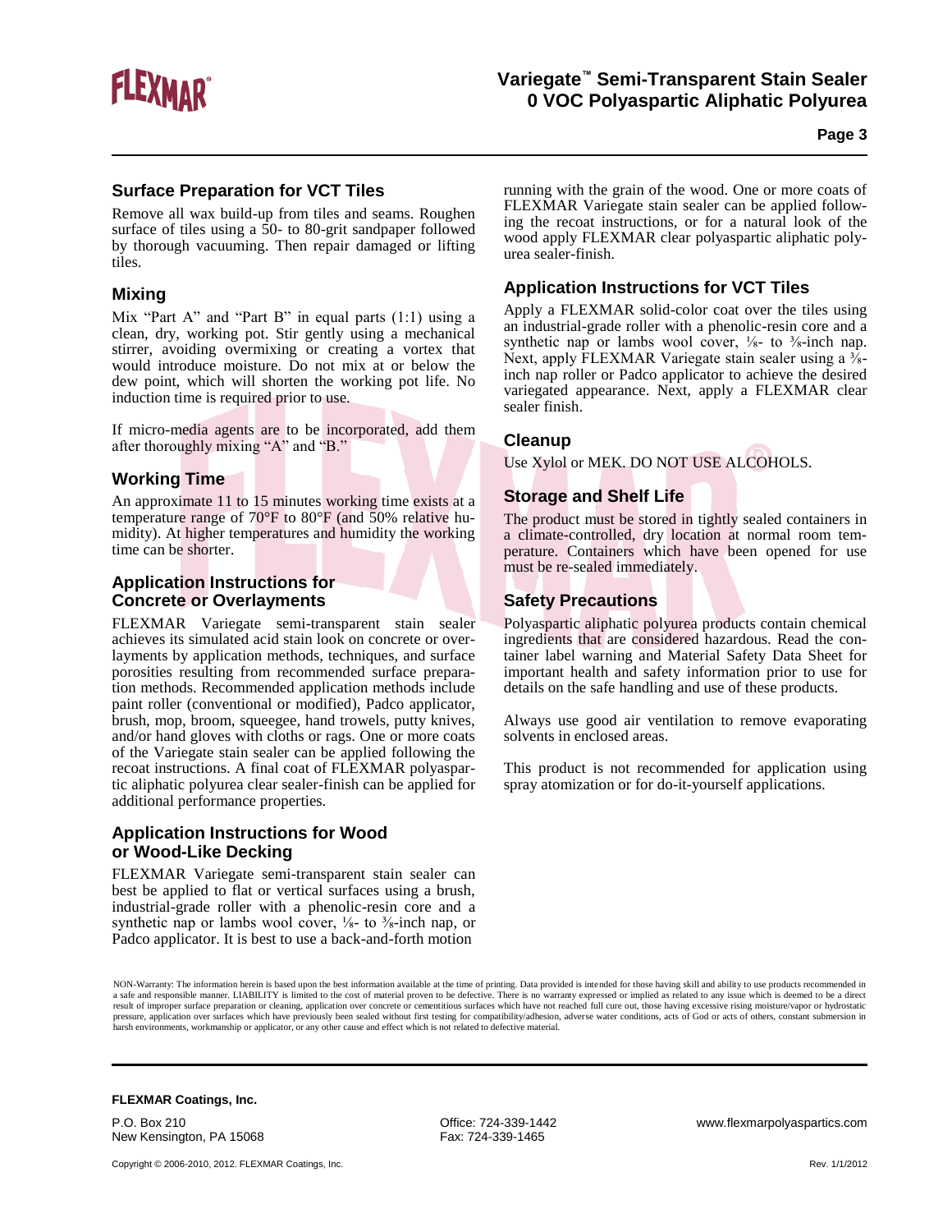## Surface Preparation for VCT Tiles

Remove all wax build-up from tiles and seams. Roughen surface of tiles using a 50- to 80-grit sandpaper followed by thorough vacuuming. Then repair damaged or lifting tiles.

## Mixing

Mix "Part A" and "Part B" in equal parts (1:1) using a clean, dry, working pot. Stir gently using a mechanical stirrer, avoiding overmixing or creating a vortex that would introduce moisture. Do not mix at or below the dew point, which will shorten the working pot life. No induction time is required prior to use.

If micro-media agents are to be incorporated, add them after thoroughly mixing "A" and "B."

## Working Time

An approximate 11 to 15 minutes working time exists at a temperature range of 70°F to 80°F (and 50% relative humidity). At higher temperatures and humidity the working time can be shorter.

## Application Instructions for Concrete or Overlayments

FLEXMAR Variegate semi-transparent stain sealer achieves its simulated acid stain look on concrete or overlayments by application methods, techniques, and surface porosities resulting from recommended surface preparation methods. Recommended application methods include paint roller (conventional or modified), Padco applicator, brush, mop, broom, squeegee, hand trowels, putty knives, and/or hand gloves with cloths or rags. One or more coats of the Variegate stain sealer can be applied following the recoat instructions. A final coat of FLEXMAR polyaspartic aliphatic polyurea clear sealer-finish can be applied for additional performance properties.

## Application Instructions for Wood or Wood-Like Decking

FLEXMAR Variegate semi-transparent stain sealer can best be applied to flat or vertical surfaces using a brush, industrial-grade roller with a phenolic-resin core and a synthetic nap or lambs wool cover, ⅛- to ⅜-inch nap, or Padco applicator. It is best to use a back-and-forth motion running with the grain of the wood. One or more coats of FLEXMAR Variegate stain sealer can be applied following the recoat instructions, or for a natural look of the wood apply FLEXMAR clear polyaspartic aliphatic polyurea sealer-finish.

## Application Instructions for VCT Tiles

Apply a FLEXMAR solid-color coat over the tiles using an industrial-grade roller with a phenolic-resin core and a synthetic nap or lambs wool cover, ⅛- to ⅜-inch nap. Next, apply FLEXMAR Variegate stain sealer using a ⅜-inch nap roller or Padco applicator to achieve the desired variegated appearance. Next, apply a FLEXMAR clear sealer finish.

## Cleanup

Use Xylol or MEK. DO NOT USE ALCOHOLS.

## Storage and Shelf Life

The product must be stored in tightly sealed containers in a climate-controlled, dry location at normal room temperature. Containers which have been opened for use must be re-sealed immediately.

## Safety Precautions

Polyaspartic aliphatic polyurea products contain chemical ingredients that are considered hazardous. Read the container label warning and Material Safety Data Sheet for important health and safety information prior to use for details on the safe handling and use of these products.

Always use good air ventilation to remove evaporating solvents in enclosed areas.

This product is not recommended for application using spray atomization or for do-it-yourself applications.

NON-Warranty: The information herein is based upon the best information available at the time of printing. Data provided is intended for those having skill and ability to use products recommended in a safe and responsible manner. LIABILITY is limited to the cost of material proven to be defective. There is no warranty expressed or implied as related to any issue which is deemed to be a direct result of improper surface preparation or cleaning, application over concrete or cementitious surfaces which have not reached full cure out, those having excessive rising moisture/vapor or hydrostatic pressure, application over surfaces which have previously been sealed without first testing for compatibility/adhesion, adverse water conditions, acts of God or acts of others, constant submersion in harsh environments, workmanship or applicator, or any other cause and effect which is not related to defective material.

**FLEXMAR Coatings, Inc.**

P.O. Box 210
New Kensington, PA 15068

Office: 724-339-1442
Fax: 724-339-1465

www.flexmarpolyaspartics.com

Copyright © 2006-2010, 2012. FLEXMAR Coatings, Inc.

Rev. 1/1/2012